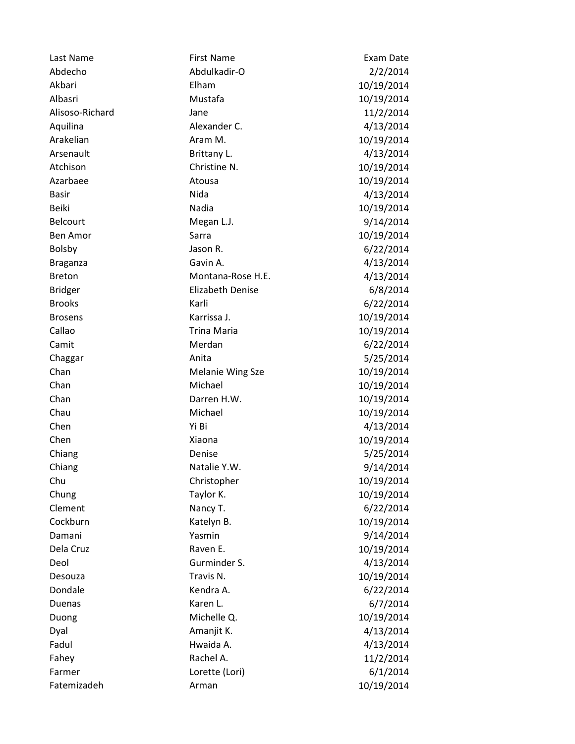| Last Name | First Name | Exam Date |
|---|---|---|
| Abdecho | Abdulkadir-O | 2/2/2014 |
| Akbari | Elham | 10/19/2014 |
| Albasri | Mustafa | 10/19/2014 |
| Alisoso-Richard | Jane | 11/2/2014 |
| Aquilina | Alexander C. | 4/13/2014 |
| Arakelian | Aram M. | 10/19/2014 |
| Arsenault | Brittany L. | 4/13/2014 |
| Atchison | Christine N. | 10/19/2014 |
| Azarbaee | Atousa | 10/19/2014 |
| Basir | Nida | 4/13/2014 |
| Beiki | Nadia | 10/19/2014 |
| Belcourt | Megan L.J. | 9/14/2014 |
| Ben Amor | Sarra | 10/19/2014 |
| Bolsby | Jason R. | 6/22/2014 |
| Braganza | Gavin A. | 4/13/2014 |
| Breton | Montana-Rose H.E. | 4/13/2014 |
| Bridger | Elizabeth Denise | 6/8/2014 |
| Brooks | Karli | 6/22/2014 |
| Brosens | Karrissa J. | 10/19/2014 |
| Callao | Trina Maria | 10/19/2014 |
| Camit | Merdan | 6/22/2014 |
| Chaggar | Anita | 5/25/2014 |
| Chan | Melanie Wing Sze | 10/19/2014 |
| Chan | Michael | 10/19/2014 |
| Chan | Darren H.W. | 10/19/2014 |
| Chau | Michael | 10/19/2014 |
| Chen | Yi Bi | 4/13/2014 |
| Chen | Xiaona | 10/19/2014 |
| Chiang | Denise | 5/25/2014 |
| Chiang | Natalie Y.W. | 9/14/2014 |
| Chu | Christopher | 10/19/2014 |
| Chung | Taylor K. | 10/19/2014 |
| Clement | Nancy T. | 6/22/2014 |
| Cockburn | Katelyn B. | 10/19/2014 |
| Damani | Yasmin | 9/14/2014 |
| Dela Cruz | Raven E. | 10/19/2014 |
| Deol | Gurminder S. | 4/13/2014 |
| Desouza | Travis N. | 10/19/2014 |
| Dondale | Kendra A. | 6/22/2014 |
| Duenas | Karen L. | 6/7/2014 |
| Duong | Michelle Q. | 10/19/2014 |
| Dyal | Amanjit K. | 4/13/2014 |
| Fadul | Hwaida A. | 4/13/2014 |
| Fahey | Rachel A. | 11/2/2014 |
| Farmer | Lorette (Lori) | 6/1/2014 |
| Fatemizadeh | Arman | 10/19/2014 |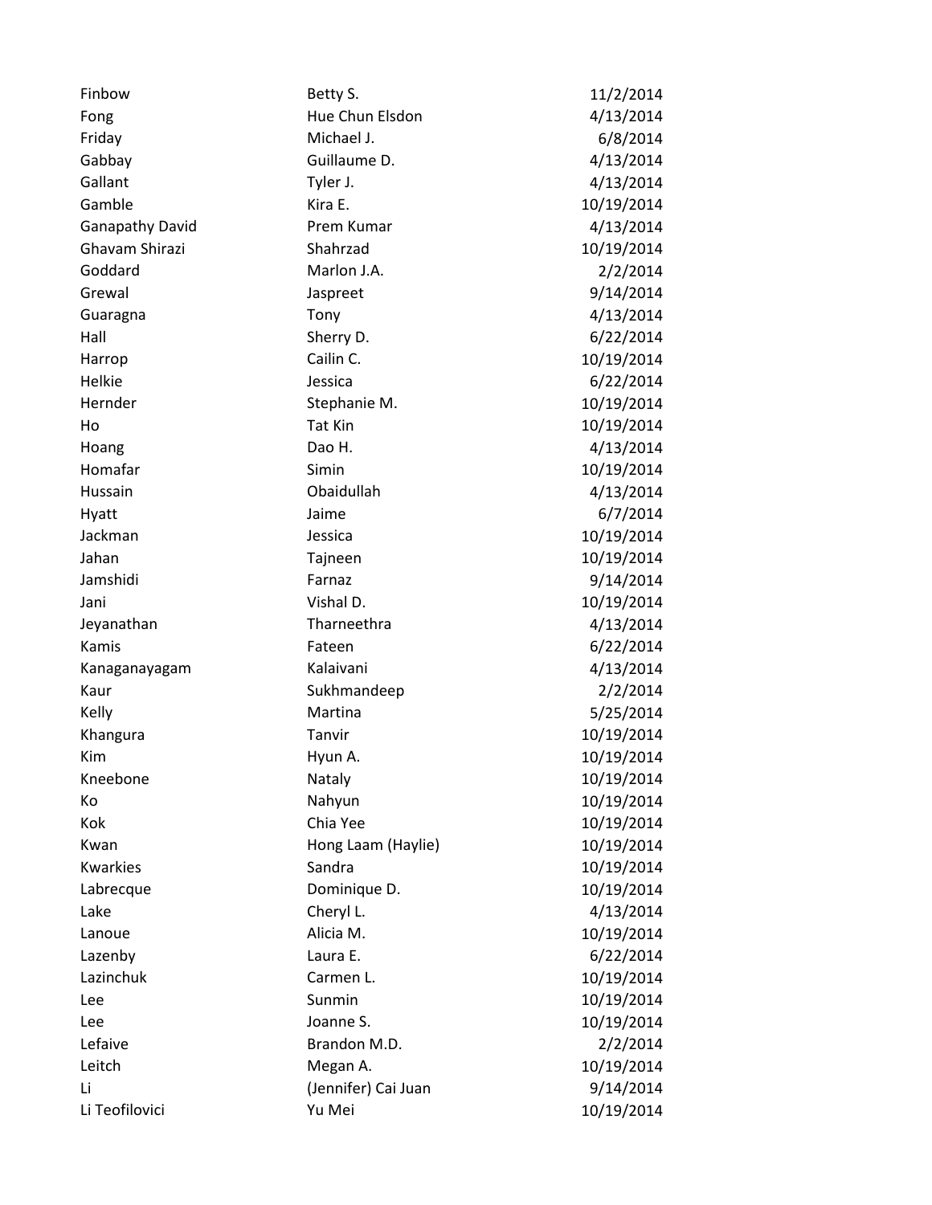| | | |
|---|---|---|
| Finbow | Betty S. | 11/2/2014 |
| Fong | Hue Chun Elsdon | 4/13/2014 |
| Friday | Michael J. | 6/8/2014 |
| Gabbay | Guillaume D. | 4/13/2014 |
| Gallant | Tyler J. | 4/13/2014 |
| Gamble | Kira E. | 10/19/2014 |
| Ganapathy David | Prem Kumar | 4/13/2014 |
| Ghavam Shirazi | Shahrzad | 10/19/2014 |
| Goddard | Marlon J.A. | 2/2/2014 |
| Grewal | Jaspreet | 9/14/2014 |
| Guaragna | Tony | 4/13/2014 |
| Hall | Sherry D. | 6/22/2014 |
| Harrop | Cailin C. | 10/19/2014 |
| Helkie | Jessica | 6/22/2014 |
| Hernder | Stephanie M. | 10/19/2014 |
| Ho | Tat Kin | 10/19/2014 |
| Hoang | Dao H. | 4/13/2014 |
| Homafar | Simin | 10/19/2014 |
| Hussain | Obaidullah | 4/13/2014 |
| Hyatt | Jaime | 6/7/2014 |
| Jackman | Jessica | 10/19/2014 |
| Jahan | Tajneen | 10/19/2014 |
| Jamshidi | Farnaz | 9/14/2014 |
| Jani | Vishal D. | 10/19/2014 |
| Jeyanathan | Tharneethra | 4/13/2014 |
| Kamis | Fateen | 6/22/2014 |
| Kanaganayagam | Kalaivani | 4/13/2014 |
| Kaur | Sukhmandeep | 2/2/2014 |
| Kelly | Martina | 5/25/2014 |
| Khangura | Tanvir | 10/19/2014 |
| Kim | Hyun A. | 10/19/2014 |
| Kneebone | Nataly | 10/19/2014 |
| Ko | Nahyun | 10/19/2014 |
| Kok | Chia Yee | 10/19/2014 |
| Kwan | Hong Laam (Haylie) | 10/19/2014 |
| Kwarkies | Sandra | 10/19/2014 |
| Labrecque | Dominique D. | 10/19/2014 |
| Lake | Cheryl L. | 4/13/2014 |
| Lanoue | Alicia M. | 10/19/2014 |
| Lazenby | Laura E. | 6/22/2014 |
| Lazinchuk | Carmen L. | 10/19/2014 |
| Lee | Sunmin | 10/19/2014 |
| Lee | Joanne S. | 10/19/2014 |
| Lefaive | Brandon M.D. | 2/2/2014 |
| Leitch | Megan A. | 10/19/2014 |
| Li | (Jennifer) Cai Juan | 9/14/2014 |
| Li Teofilovici | Yu Mei | 10/19/2014 |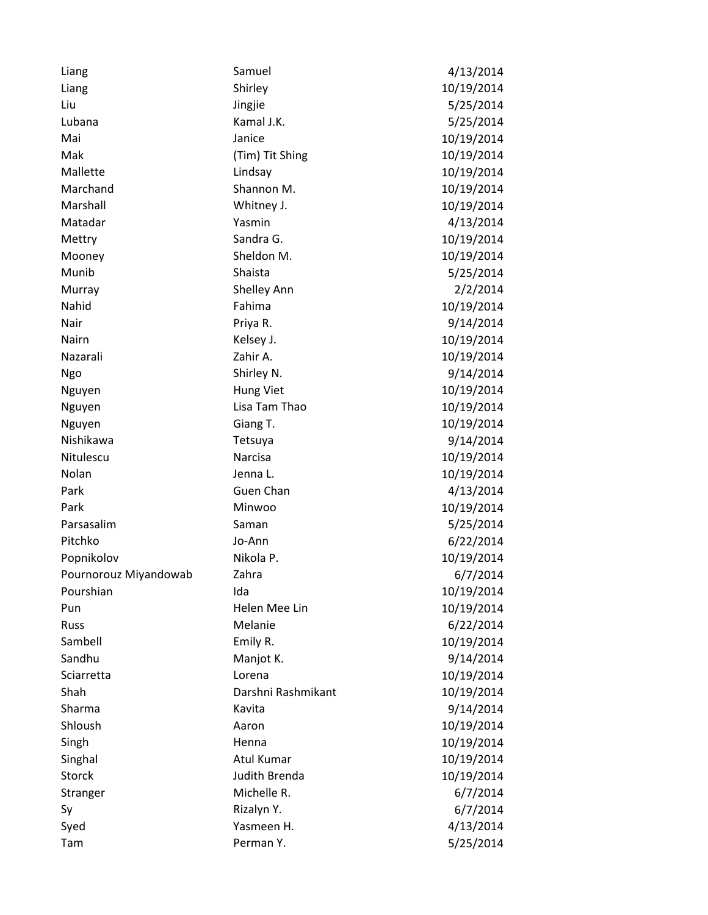| | | |
|---|---|---|
| Liang | Samuel | 4/13/2014 |
| Liang | Shirley | 10/19/2014 |
| Liu | Jingjie | 5/25/2014 |
| Lubana | Kamal J.K. | 5/25/2014 |
| Mai | Janice | 10/19/2014 |
| Mak | (Tim) Tit Shing | 10/19/2014 |
| Mallette | Lindsay | 10/19/2014 |
| Marchand | Shannon M. | 10/19/2014 |
| Marshall | Whitney J. | 10/19/2014 |
| Matadar | Yasmin | 4/13/2014 |
| Mettry | Sandra G. | 10/19/2014 |
| Mooney | Sheldon M. | 10/19/2014 |
| Munib | Shaista | 5/25/2014 |
| Murray | Shelley Ann | 2/2/2014 |
| Nahid | Fahima | 10/19/2014 |
| Nair | Priya R. | 9/14/2014 |
| Nairn | Kelsey J. | 10/19/2014 |
| Nazarali | Zahir A. | 10/19/2014 |
| Ngo | Shirley N. | 9/14/2014 |
| Nguyen | Hung Viet | 10/19/2014 |
| Nguyen | Lisa Tam Thao | 10/19/2014 |
| Nguyen | Giang T. | 10/19/2014 |
| Nishikawa | Tetsuya | 9/14/2014 |
| Nitulescu | Narcisa | 10/19/2014 |
| Nolan | Jenna L. | 10/19/2014 |
| Park | Guen Chan | 4/13/2014 |
| Park | Minwoo | 10/19/2014 |
| Parsasalim | Saman | 5/25/2014 |
| Pitchko | Jo-Ann | 6/22/2014 |
| Popnikolov | Nikola P. | 10/19/2014 |
| Pournorouz Miyandowab | Zahra | 6/7/2014 |
| Pourshian | Ida | 10/19/2014 |
| Pun | Helen Mee Lin | 10/19/2014 |
| Russ | Melanie | 6/22/2014 |
| Sambell | Emily R. | 10/19/2014 |
| Sandhu | Manjot K. | 9/14/2014 |
| Sciarretta | Lorena | 10/19/2014 |
| Shah | Darshni Rashmikant | 10/19/2014 |
| Sharma | Kavita | 9/14/2014 |
| Shloush | Aaron | 10/19/2014 |
| Singh | Henna | 10/19/2014 |
| Singhal | Atul Kumar | 10/19/2014 |
| Storck | Judith Brenda | 10/19/2014 |
| Stranger | Michelle R. | 6/7/2014 |
| Sy | Rizalyn Y. | 6/7/2014 |
| Syed | Yasmeen H. | 4/13/2014 |
| Tam | Perman Y. | 5/25/2014 |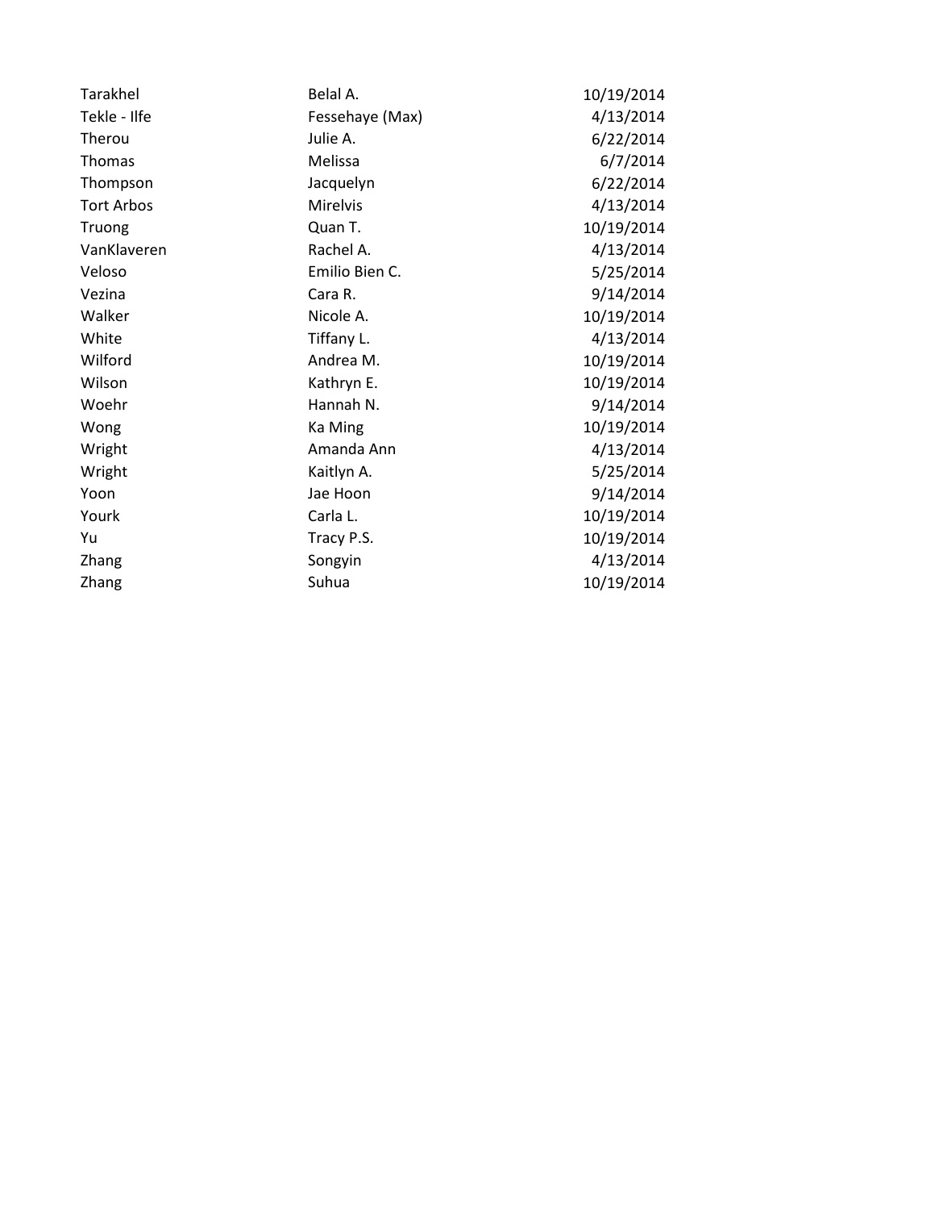| | | |
|---|---|---|
| Tarakhel | Belal A. | 10/19/2014 |
| Tekle - Ilfe | Fessehaye (Max) | 4/13/2014 |
| Therou | Julie A. | 6/22/2014 |
| Thomas | Melissa | 6/7/2014 |
| Thompson | Jacquelyn | 6/22/2014 |
| Tort Arbos | Mirelvis | 4/13/2014 |
| Truong | Quan T. | 10/19/2014 |
| VanKlaveren | Rachel A. | 4/13/2014 |
| Veloso | Emilio Bien C. | 5/25/2014 |
| Vezina | Cara R. | 9/14/2014 |
| Walker | Nicole A. | 10/19/2014 |
| White | Tiffany L. | 4/13/2014 |
| Wilford | Andrea M. | 10/19/2014 |
| Wilson | Kathryn E. | 10/19/2014 |
| Woehr | Hannah N. | 9/14/2014 |
| Wong | Ka Ming | 10/19/2014 |
| Wright | Amanda Ann | 4/13/2014 |
| Wright | Kaitlyn A. | 5/25/2014 |
| Yoon | Jae Hoon | 9/14/2014 |
| Yourk | Carla L. | 10/19/2014 |
| Yu | Tracy P.S. | 10/19/2014 |
| Zhang | Songyin | 4/13/2014 |
| Zhang | Suhua | 10/19/2014 |